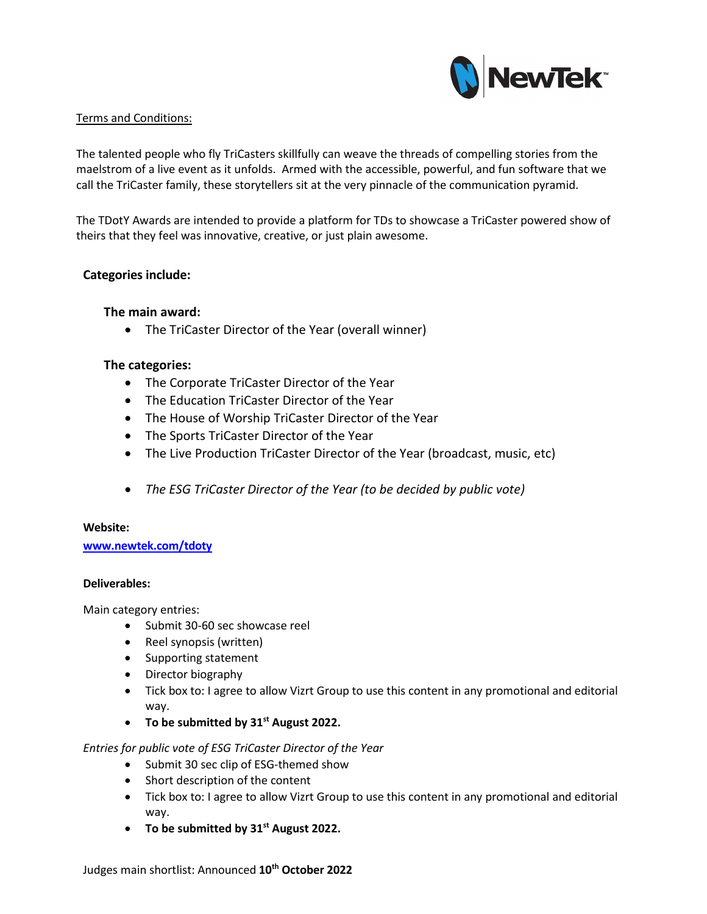Terms and Conditions:

The talented people who fly TriCasters skillfully can weave the threads of compelling stories from the maelstrom of a live event as it unfolds. Armed with the accessible, powerful, and fun software that we call the TriCaster family, these storytellers sit at the very pinnacle of the communication pyramid.

The TDotY Awards are intended to provide a platform for TDs to showcase a TriCaster powered show of theirs that they feel was innovative, creative, or just plain awesome.

**Categories include:**

**The main award:**

- The TriCaster Director of the Year (overall winner)

**The categories:**

- The Corporate TriCaster Director of the Year
- The Education TriCaster Director of the Year
- The House of Worship TriCaster Director of the Year
- The Sports TriCaster Director of the Year
- The Live Production TriCaster Director of the Year (broadcast, music, etc)
- *The ESG TriCaster Director of the Year (to be decided by public vote)*

**Website:**

**www.newtek.com/tdoty**

**Deliverables:**

Main category entries:

- Submit 30-60 sec showcase reel
- Reel synopsis (written)
- Supporting statement
- Director biography
- Tick box to: I agree to allow Vizrt Group to use this content in any promotional and editorial way.
- **To be submitted by 31st August 2022.**

*Entries for public vote of ESG TriCaster Director of the Year*

- Submit 30 sec clip of ESG-themed show
- Short description of the content
- Tick box to: I agree to allow Vizrt Group to use this content in any promotional and editorial way.
- **To be submitted by 31st August 2022.**

Judges main shortlist: Announced **10th October 2022**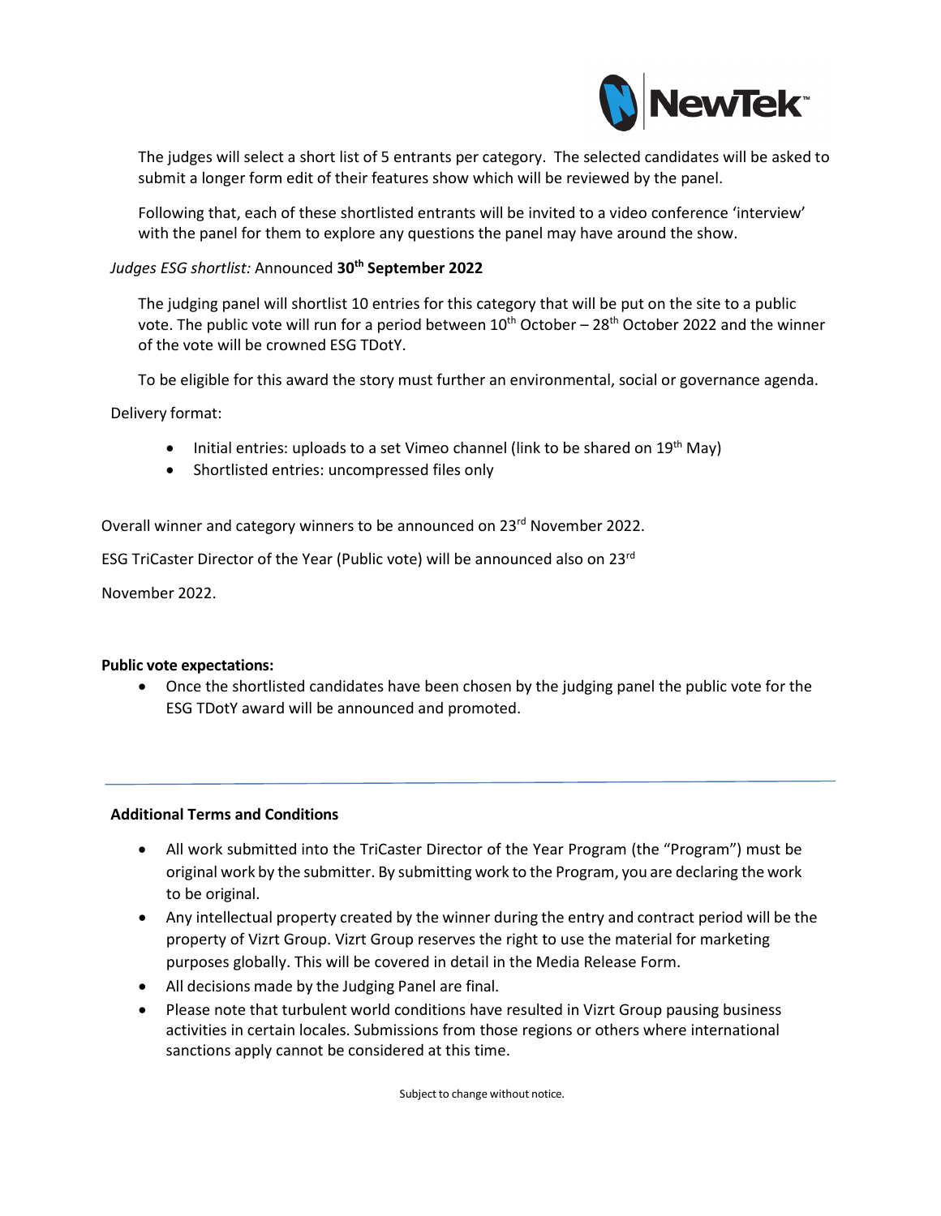The judges will select a short list of 5 entrants per category. The selected candidates will be asked to submit a longer form edit of their features show which will be reviewed by the panel.

Following that, each of these shortlisted entrants will be invited to a video conference 'interview' with the panel for them to explore any questions the panel may have around the show.

*Judges ESG shortlist:* Announced **30th September 2022**

The judging panel will shortlist 10 entries for this category that will be put on the site to a public vote. The public vote will run for a period between 10th October – 28th October 2022 and the winner of the vote will be crowned ESG TDotY.

To be eligible for this award the story must further an environmental, social or governance agenda.

Delivery format:

- Initial entries: uploads to a set Vimeo channel (link to be shared on 19th May)
- Shortlisted entries: uncompressed files only

Overall winner and category winners to be announced on 23rd November 2022.

ESG TriCaster Director of the Year (Public vote) will be announced also on 23rd November 2022.

**Public vote expectations:**

- Once the shortlisted candidates have been chosen by the judging panel the public vote for the ESG TDotY award will be announced and promoted.

---

**Additional Terms and Conditions**

- All work submitted into the TriCaster Director of the Year Program (the "Program") must be original work by the submitter. By submitting work to the Program, you are declaring the work to be original.
- Any intellectual property created by the winner during the entry and contract period will be the property of Vizrt Group. Vizrt Group reserves the right to use the material for marketing purposes globally. This will be covered in detail in the Media Release Form.
- All decisions made by the Judging Panel are final.
- Please note that turbulent world conditions have resulted in Vizrt Group pausing business activities in certain locales. Submissions from those regions or others where international sanctions apply cannot be considered at this time.

Subject to change without notice.